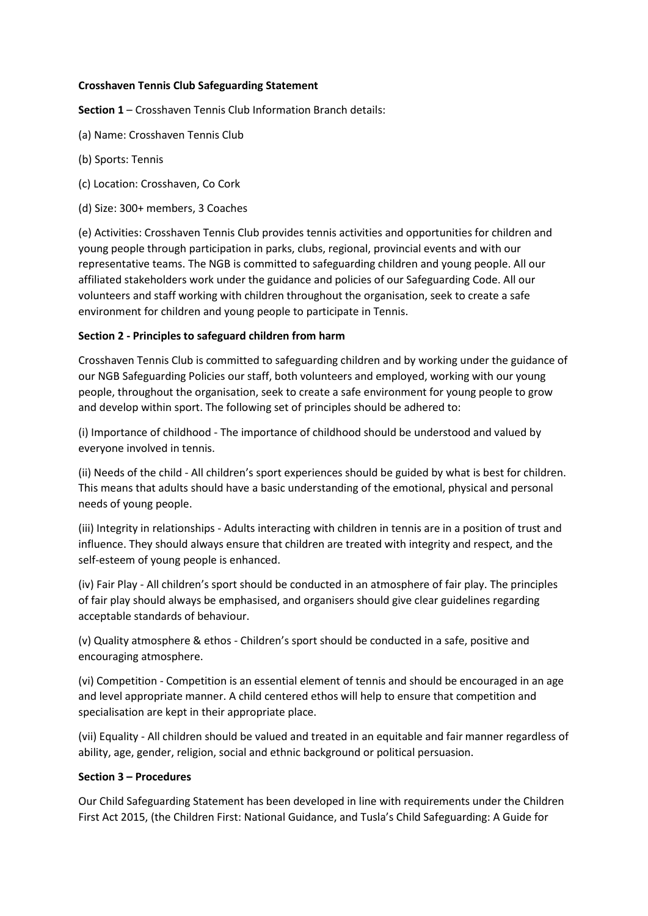**Crosshaven Tennis Club Safeguarding Statement**

**Section 1** – Crosshaven Tennis Club Information Branch details:

(a) Name: Crosshaven Tennis Club

(b) Sports: Tennis

(c) Location: Crosshaven, Co Cork

(d) Size: 300+ members, 3 Coaches

(e) Activities: Crosshaven Tennis Club provides tennis activities and opportunities for children and young people through participation in parks, clubs, regional, provincial events and with our representative teams. The NGB is committed to safeguarding children and young people. All our affiliated stakeholders work under the guidance and policies of our Safeguarding Code. All our volunteers and staff working with children throughout the organisation, seek to create a safe environment for children and young people to participate in Tennis.

**Section 2 - Principles to safeguard children from harm**

Crosshaven Tennis Club is committed to safeguarding children and by working under the guidance of our NGB Safeguarding Policies our staff, both volunteers and employed, working with our young people, throughout the organisation, seek to create a safe environment for young people to grow and develop within sport. The following set of principles should be adhered to:

(i) Importance of childhood - The importance of childhood should be understood and valued by everyone involved in tennis.

(ii) Needs of the child - All children's sport experiences should be guided by what is best for children. This means that adults should have a basic understanding of the emotional, physical and personal needs of young people.

(iii) Integrity in relationships - Adults interacting with children in tennis are in a position of trust and influence. They should always ensure that children are treated with integrity and respect, and the self-esteem of young people is enhanced.

(iv) Fair Play - All children's sport should be conducted in an atmosphere of fair play. The principles of fair play should always be emphasised, and organisers should give clear guidelines regarding acceptable standards of behaviour.

(v) Quality atmosphere & ethos - Children's sport should be conducted in a safe, positive and encouraging atmosphere.

(vi) Competition - Competition is an essential element of tennis and should be encouraged in an age and level appropriate manner. A child centered ethos will help to ensure that competition and specialisation are kept in their appropriate place.

(vii) Equality - All children should be valued and treated in an equitable and fair manner regardless of ability, age, gender, religion, social and ethnic background or political persuasion.

**Section 3 – Procedures**

Our Child Safeguarding Statement has been developed in line with requirements under the Children First Act 2015, (the Children First: National Guidance, and Tusla's Child Safeguarding: A Guide for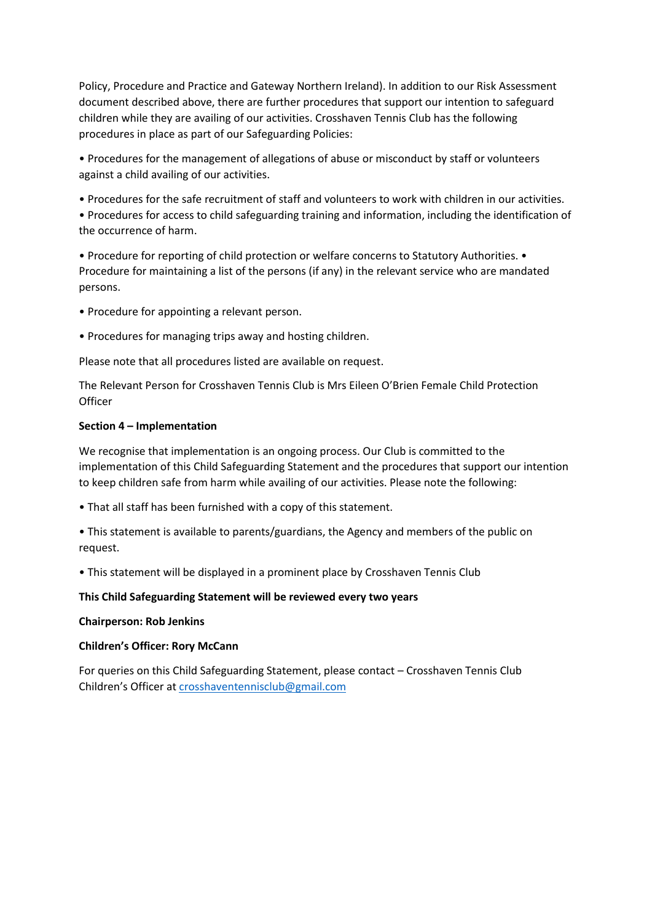Policy, Procedure and Practice and Gateway Northern Ireland). In addition to our Risk Assessment document described above, there are further procedures that support our intention to safeguard children while they are availing of our activities. Crosshaven Tennis Club has the following procedures in place as part of our Safeguarding Policies:

• Procedures for the management of allegations of abuse or misconduct by staff or volunteers against a child availing of our activities.

• Procedures for the safe recruitment of staff and volunteers to work with children in our activities.
• Procedures for access to child safeguarding training and information, including the identification of the occurrence of harm.

• Procedure for reporting of child protection or welfare concerns to Statutory Authorities. • Procedure for maintaining a list of the persons (if any) in the relevant service who are mandated persons.

• Procedure for appointing a relevant person.

• Procedures for managing trips away and hosting children.

Please note that all procedures listed are available on request.

The Relevant Person for Crosshaven Tennis Club is Mrs Eileen O'Brien Female Child Protection Officer

**Section 4 – Implementation**

We recognise that implementation is an ongoing process. Our Club is committed to the implementation of this Child Safeguarding Statement and the procedures that support our intention to keep children safe from harm while availing of our activities. Please note the following:

• That all staff has been furnished with a copy of this statement.

• This statement is available to parents/guardians, the Agency and members of the public on request.

• This statement will be displayed in a prominent place by Crosshaven Tennis Club

**This Child Safeguarding Statement will be reviewed every two years**

**Chairperson: Rob Jenkins**

**Children's Officer: Rory McCann**

For queries on this Child Safeguarding Statement, please contact – Crosshaven Tennis Club Children's Officer at crosshaventennisclub@gmail.com